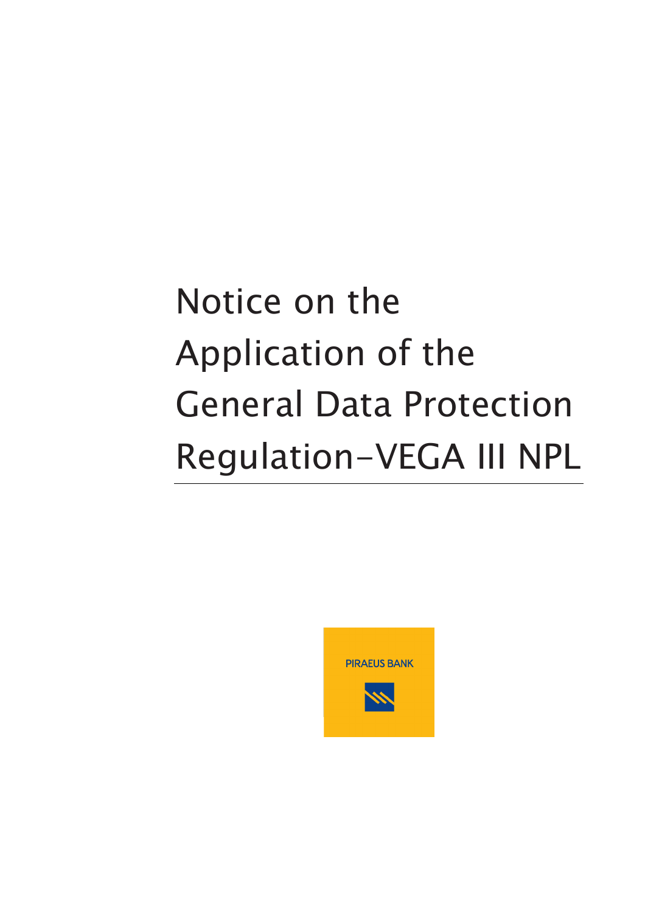# Notice on the Application of the General Data Protection Regulation-VEGA III NPL

PIRAEUS BANK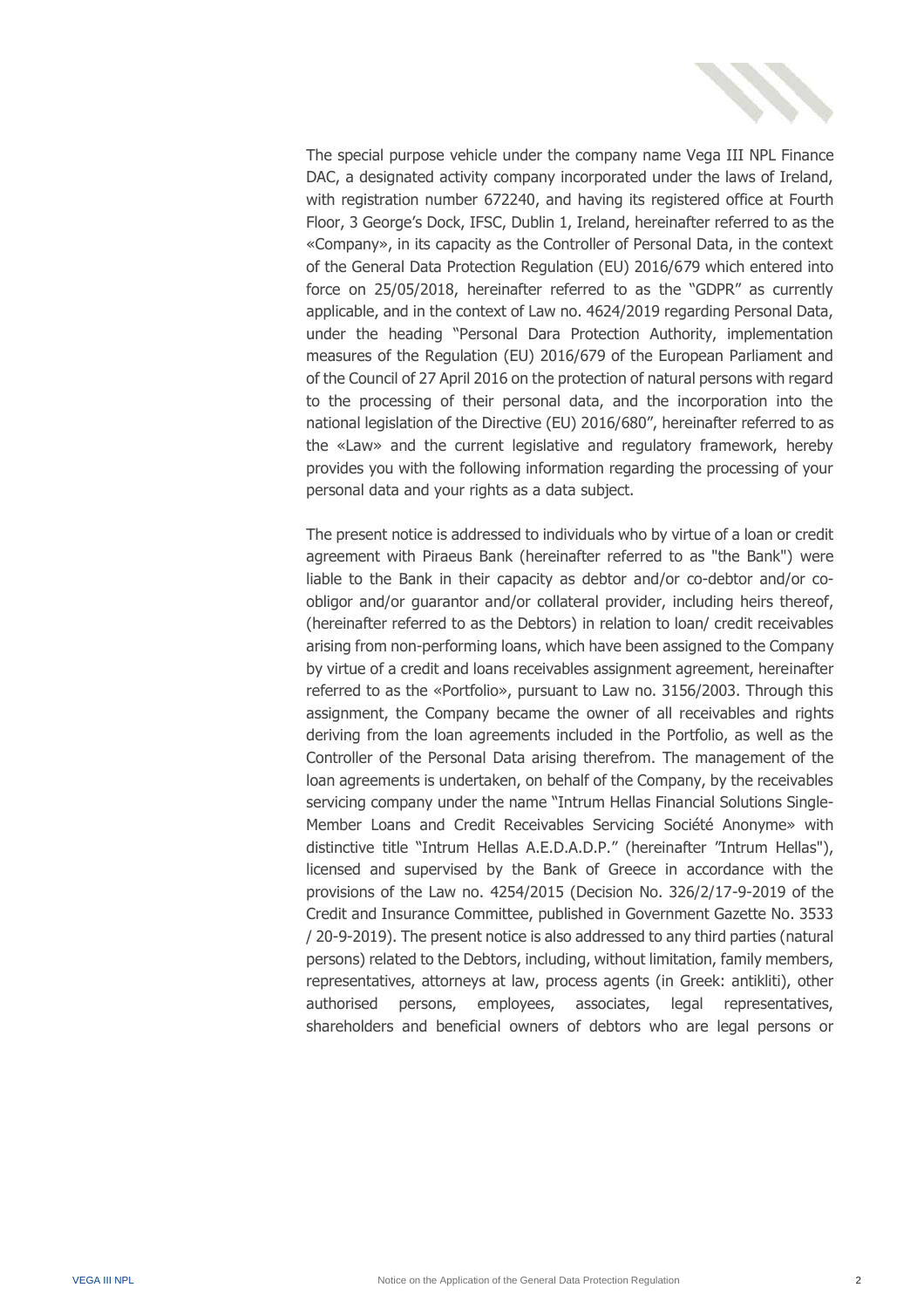The special purpose vehicle under the company name Vega III NPL Finance DAC, a designated activity company incorporated under the laws of Ireland, with registration number 672240, and having its registered office at Fourth Floor, 3 George's Dock, IFSC, Dublin 1, Ireland, hereinafter referred to as the «Company», in its capacity as the Controller of Personal Data, in the context of the General Data Protection Regulation (EU) 2016/679 which entered into force on 25/05/2018, hereinafter referred to as the "GDPR" as currently applicable, and in the context of Law no. 4624/2019 regarding Personal Data, under the heading "Personal Dara Protection Authority, implementation measures of the Regulation (EU) 2016/679 of the European Parliament and of the Council of 27 April 2016 on the protection of natural persons with regard to the processing of their personal data, and the incorporation into the national legislation of the Directive (EU) 2016/680", hereinafter referred to as the «Law» and the current legislative and regulatory framework, hereby provides you with the following information regarding the processing of your personal data and your rights as a data subject.

The present notice is addressed to individuals who by virtue of a loan or credit agreement with Piraeus Bank (hereinafter referred to as "the Bank") were liable to the Bank in their capacity as debtor and/or co-debtor and/or co-obligor and/or guarantor and/or collateral provider, including heirs thereof, (hereinafter referred to as the Debtors) in relation to loan/ credit receivables arising from non-performing loans, which have been assigned to the Company by virtue of a credit and loans receivables assignment agreement, hereinafter referred to as the «Portfolio», pursuant to Law no. 3156/2003. Through this assignment, the Company became the owner of all receivables and rights deriving from the loan agreements included in the Portfolio, as well as the Controller of the Personal Data arising therefrom. The management of the loan agreements is undertaken, on behalf of the Company, by the receivables servicing company under the name "Intrum Hellas Financial Solutions Single-Member Loans and Credit Receivables Servicing Société Anonyme» with distinctive title "Intrum Hellas A.E.D.A.D.P." (hereinafter "Intrum Hellas"), licensed and supervised by the Bank of Greece in accordance with the provisions of the Law no. 4254/2015 (Decision No. 326/2/17-9-2019 of the Credit and Insurance Committee, published in Government Gazette No. 3533 / 20-9-2019). The present notice is also addressed to any third parties (natural persons) related to the Debtors, including, without limitation, family members, representatives, attorneys at law, process agents (in Greek: antikliti), other authorised persons, employees, associates, legal representatives, shareholders and beneficial owners of debtors who are legal persons or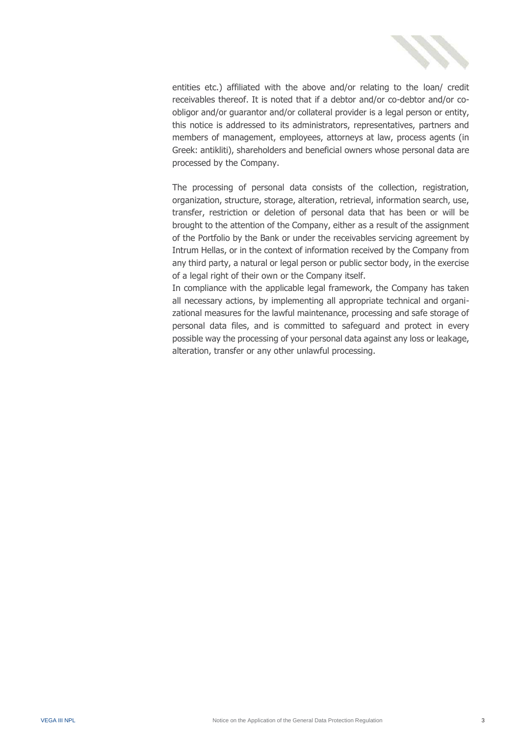entities etc.) affiliated with the above and/or relating to the loan/ credit receivables thereof. It is noted that if a debtor and/or co-debtor and/or co-obligor and/or guarantor and/or collateral provider is a legal person or entity, this notice is addressed to its administrators, representatives, partners and members of management, employees, attorneys at law, process agents (in Greek: antikliti), shareholders and beneficial owners whose personal data are processed by the Company.

The processing of personal data consists of the collection, registration, organization, structure, storage, alteration, retrieval, information search, use, transfer, restriction or deletion of personal data that has been or will be brought to the attention of the Company, either as a result of the assignment of the Portfolio by the Bank or under the receivables servicing agreement by Intrum Hellas, or in the context of information received by the Company from any third party, a natural or legal person or public sector body, in the exercise of a legal right of their own or the Company itself.

In compliance with the applicable legal framework, the Company has taken all necessary actions, by implementing all appropriate technical and organizational measures for the lawful maintenance, processing and safe storage of personal data files, and is committed to safeguard and protect in every possible way the processing of your personal data against any loss or leakage, alteration, transfer or any other unlawful processing.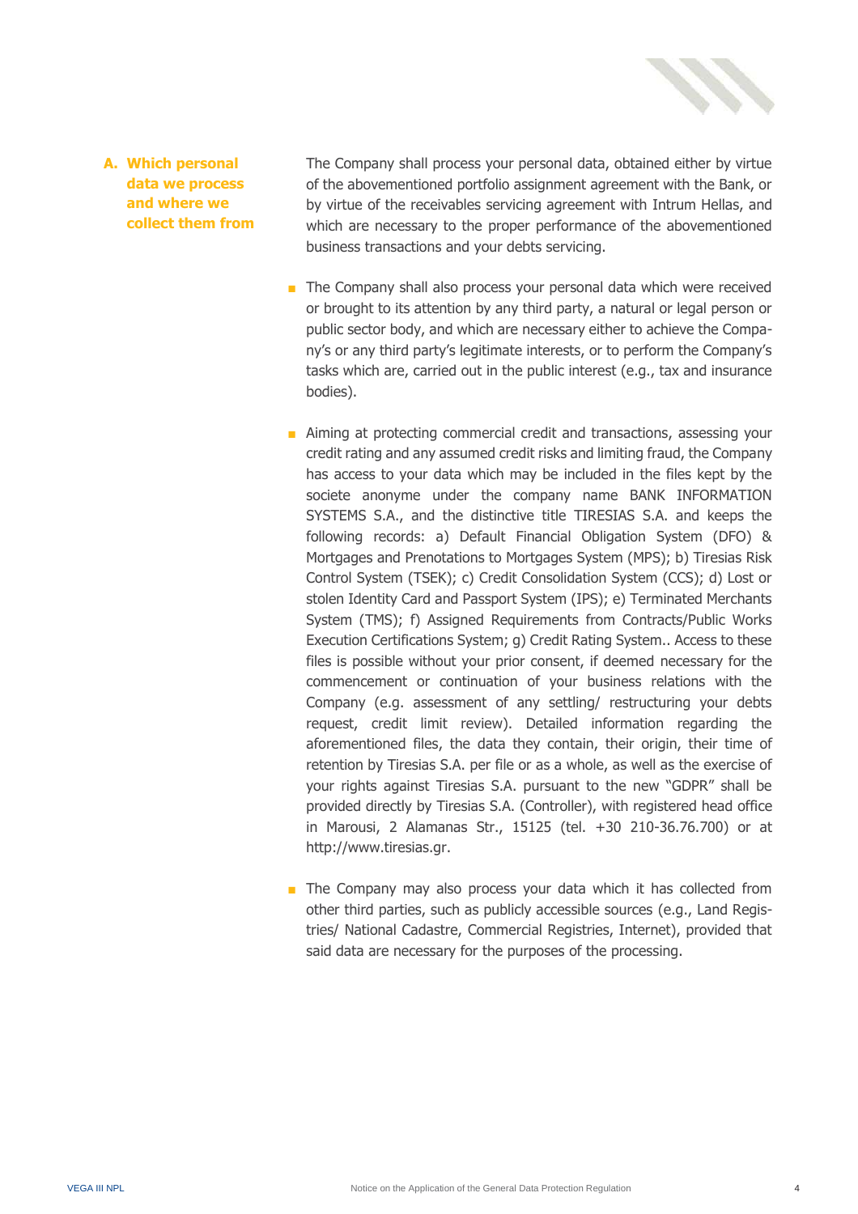## A. Which personal data we process and where we collect them from

The Company shall process your personal data, obtained either by virtue of the abovementioned portfolio assignment agreement with the Bank, or by virtue of the receivables servicing agreement with Intrum Hellas, and which are necessary to the proper performance of the abovementioned business transactions and your debts servicing.

- The Company shall also process your personal data which were received or brought to its attention by any third party, a natural or legal person or public sector body, and which are necessary either to achieve the Company's or any third party's legitimate interests, or to perform the Company's tasks which are, carried out in the public interest (e.g., tax and insurance bodies).

- Aiming at protecting commercial credit and transactions, assessing your credit rating and any assumed credit risks and limiting fraud, the Company has access to your data which may be included in the files kept by the societe anonyme under the company name BANK INFORMATION SYSTEMS S.A., and the distinctive title TIRESIAS S.A. and keeps the following records: a) Default Financial Obligation System (DFO) & Mortgages and Prenotations to Mortgages System (MPS); b) Tiresias Risk Control System (TSEK); c) Credit Consolidation System (CCS); d) Lost or stolen Identity Card and Passport System (IPS); e) Terminated Merchants System (TMS); f) Assigned Requirements from Contracts/Public Works Execution Certifications System; g) Credit Rating System.. Access to these files is possible without your prior consent, if deemed necessary for the commencement or continuation of your business relations with the Company (e.g. assessment of any settling/ restructuring your debts request, credit limit review). Detailed information regarding the aforementioned files, the data they contain, their origin, their time of retention by Tiresias S.A. per file or as a whole, as well as the exercise of your rights against Tiresias S.A. pursuant to the new "GDPR" shall be provided directly by Tiresias S.A. (Controller), with registered head office in Marousi, 2 Alamanas Str., 15125 (tel. +30 210-36.76.700) or at http://www.tiresias.gr.

- The Company may also process your data which it has collected from other third parties, such as publicly accessible sources (e.g., Land Registries/ National Cadastre, Commercial Registries, Internet), provided that said data are necessary for the purposes of the processing.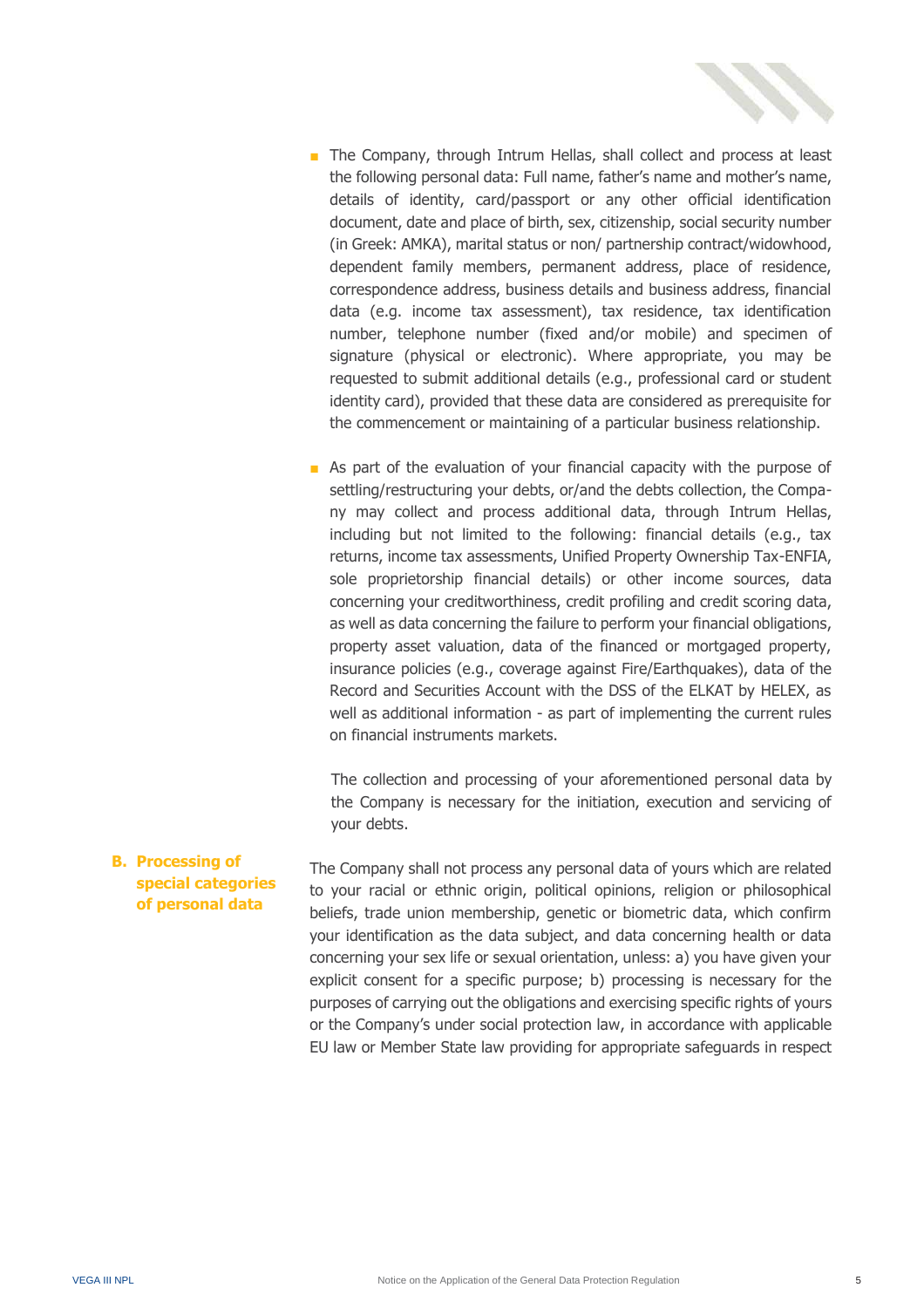- The Company, through Intrum Hellas, shall collect and process at least the following personal data: Full name, father's name and mother's name, details of identity, card/passport or any other official identification document, date and place of birth, sex, citizenship, social security number (in Greek: AMKA), marital status or non/ partnership contract/widowhood, dependent family members, permanent address, place of residence, correspondence address, business details and business address, financial data (e.g. income tax assessment), tax residence, tax identification number, telephone number (fixed and/or mobile) and specimen of signature (physical or electronic). Where appropriate, you may be requested to submit additional details (e.g., professional card or student identity card), provided that these data are considered as prerequisite for the commencement or maintaining of a particular business relationship.

- As part of the evaluation of your financial capacity with the purpose of settling/restructuring your debts, or/and the debts collection, the Company may collect and process additional data, through Intrum Hellas, including but not limited to the following: financial details (e.g., tax returns, income tax assessments, Unified Property Ownership Tax-ENFIA, sole proprietorship financial details) or other income sources, data concerning your creditworthiness, credit profiling and credit scoring data, as well as data concerning the failure to perform your financial obligations, property asset valuation, data of the financed or mortgaged property, insurance policies (e.g., coverage against Fire/Earthquakes), data of the Record and Securities Account with the DSS of the ELKAT by HELEX, as well as additional information - as part of implementing the current rules on financial instruments markets.

  The collection and processing of your aforementioned personal data by the Company is necessary for the initiation, execution and servicing of your debts.

## B. Processing of special categories of personal data

The Company shall not process any personal data of yours which are related to your racial or ethnic origin, political opinions, religion or philosophical beliefs, trade union membership, genetic or biometric data, which confirm your identification as the data subject, and data concerning health or data concerning your sex life or sexual orientation, unless: a) you have given your explicit consent for a specific purpose; b) processing is necessary for the purposes of carrying out the obligations and exercising specific rights of yours or the Company's under social protection law, in accordance with applicable EU law or Member State law providing for appropriate safeguards in respect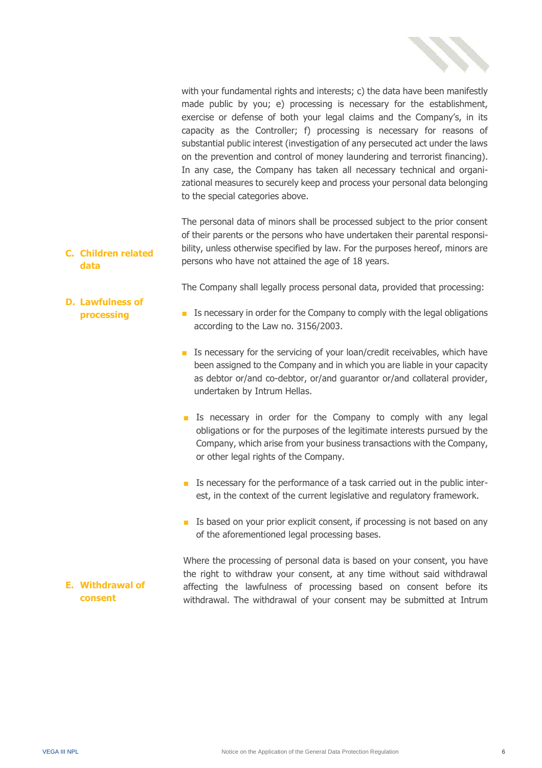with your fundamental rights and interests; c) the data have been manifestly made public by you; e) processing is necessary for the establishment, exercise or defense of both your legal claims and the Company's, in its capacity as the Controller; f) processing is necessary for reasons of substantial public interest (investigation of any persecuted act under the laws on the prevention and control of money laundering and terrorist financing). In any case, the Company has taken all necessary technical and organizational measures to securely keep and process your personal data belonging to the special categories above.

## C. Children related data

The personal data of minors shall be processed subject to the prior consent of their parents or the persons who have undertaken their parental responsibility, unless otherwise specified by law. For the purposes hereof, minors are persons who have not attained the age of 18 years.

## D. Lawfulness of processing

The Company shall legally process personal data, provided that processing:

- Is necessary in order for the Company to comply with the legal obligations according to the Law no. 3156/2003.
- Is necessary for the servicing of your loan/credit receivables, which have been assigned to the Company and in which you are liable in your capacity as debtor or/and co-debtor, or/and guarantor or/and collateral provider, undertaken by Intrum Hellas.
- Is necessary in order for the Company to comply with any legal obligations or for the purposes of the legitimate interests pursued by the Company, which arise from your business transactions with the Company, or other legal rights of the Company.
- Is necessary for the performance of a task carried out in the public interest, in the context of the current legislative and regulatory framework.
- Is based on your prior explicit consent, if processing is not based on any of the aforementioned legal processing bases.

## E. Withdrawal of consent

Where the processing of personal data is based on your consent, you have the right to withdraw your consent, at any time without said withdrawal affecting the lawfulness of processing based on consent before its withdrawal. The withdrawal of your consent may be submitted at Intrum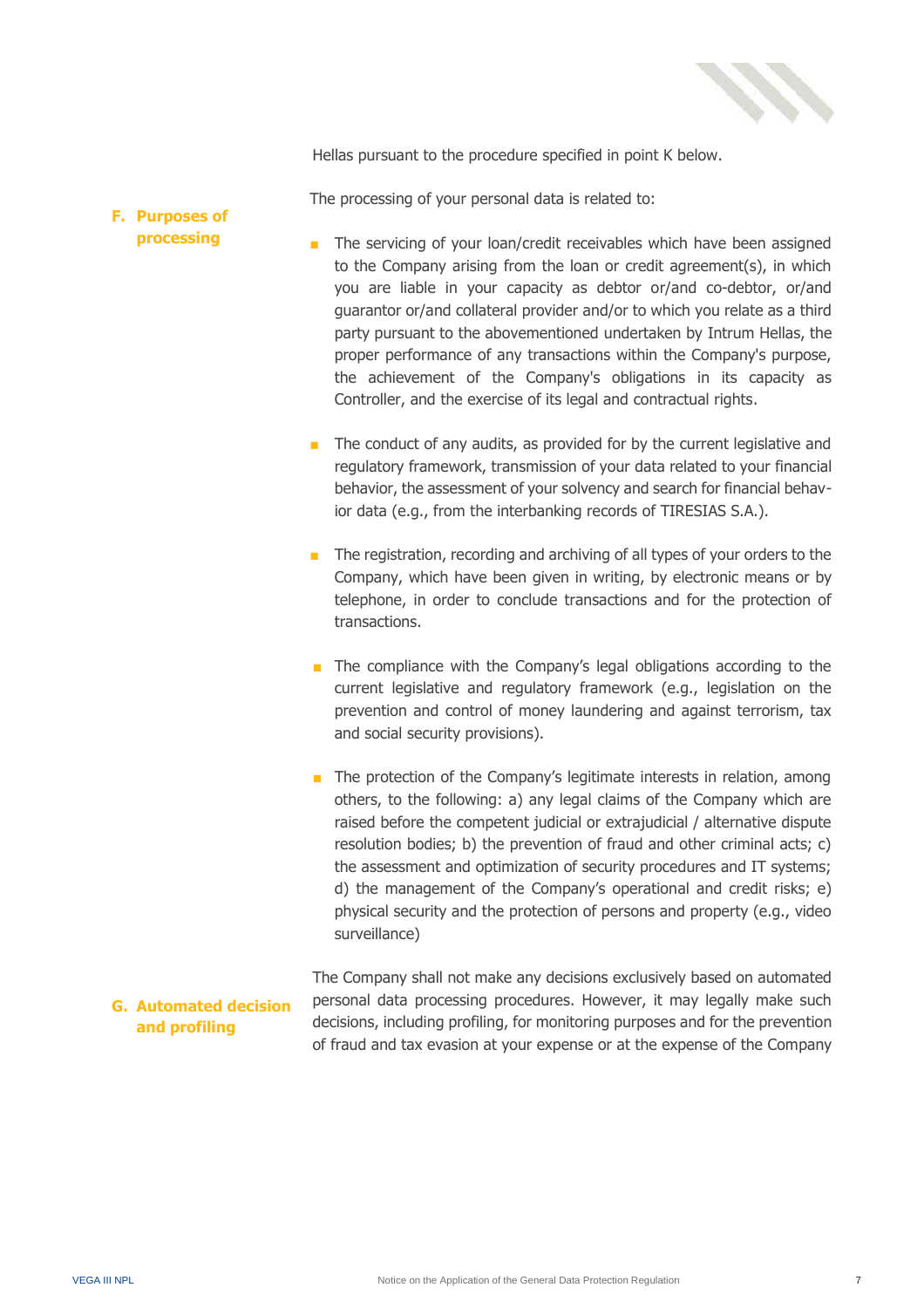Hellas pursuant to the procedure specified in point K below.

## F. Purposes of processing

The processing of your personal data is related to:

- The servicing of your loan/credit receivables which have been assigned to the Company arising from the loan or credit agreement(s), in which you are liable in your capacity as debtor or/and co-debtor, or/and guarantor or/and collateral provider and/or to which you relate as a third party pursuant to the abovementioned undertaken by Intrum Hellas, the proper performance of any transactions within the Company's purpose, the achievement of the Company's obligations in its capacity as Controller, and the exercise of its legal and contractual rights.

- The conduct of any audits, as provided for by the current legislative and regulatory framework, transmission of your data related to your financial behavior, the assessment of your solvency and search for financial behavior data (e.g., from the interbanking records of TIRESIAS S.A.).

- The registration, recording and archiving of all types of your orders to the Company, which have been given in writing, by electronic means or by telephone, in order to conclude transactions and for the protection of transactions.

- The compliance with the Company's legal obligations according to the current legislative and regulatory framework (e.g., legislation on the prevention and control of money laundering and against terrorism, tax and social security provisions).

- The protection of the Company's legitimate interests in relation, among others, to the following: a) any legal claims of the Company which are raised before the competent judicial or extrajudicial / alternative dispute resolution bodies; b) the prevention of fraud and other criminal acts; c) the assessment and optimization of security procedures and IT systems; d) the management of the Company's operational and credit risks; e) physical security and the protection of persons and property (e.g., video surveillance)

## G. Automated decision and profiling

The Company shall not make any decisions exclusively based on automated personal data processing procedures. However, it may legally make such decisions, including profiling, for monitoring purposes and for the prevention of fraud and tax evasion at your expense or at the expense of the Company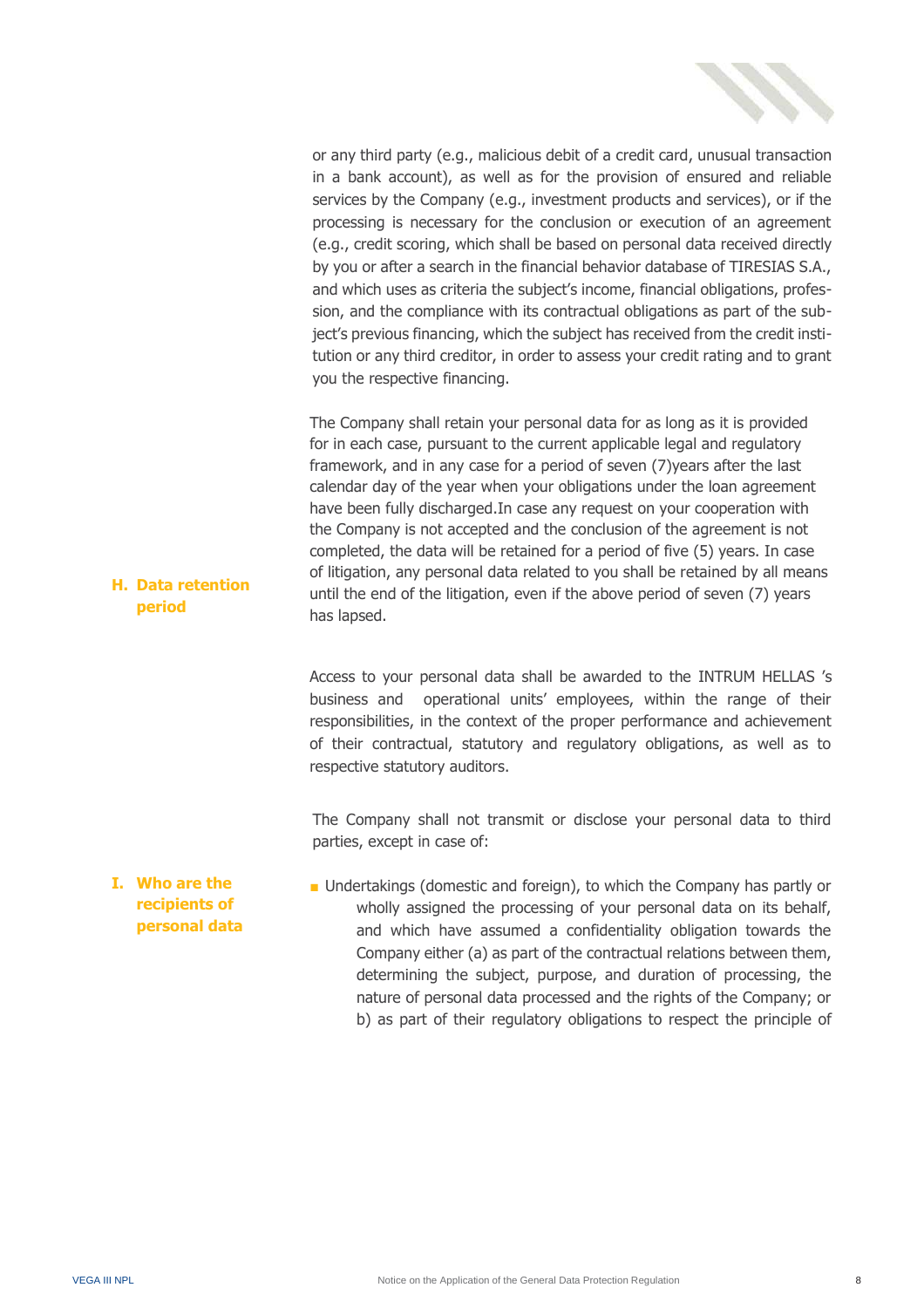or any third party (e.g., malicious debit of a credit card, unusual transaction in a bank account), as well as for the provision of ensured and reliable services by the Company (e.g., investment products and services), or if the processing is necessary for the conclusion or execution of an agreement (e.g., credit scoring, which shall be based on personal data received directly by you or after a search in the financial behavior database of TIRESIAS S.A., and which uses as criteria the subject's income, financial obligations, profession, and the compliance with its contractual obligations as part of the subject's previous financing, which the subject has received from the credit institution or any third creditor, in order to assess your credit rating and to grant you the respective financing.

## H. Data retention period

The Company shall retain your personal data for as long as it is provided for in each case, pursuant to the current applicable legal and regulatory framework, and in any case for a period of seven (7)years after the last calendar day of the year when your obligations under the loan agreement have been fully discharged.In case any request on your cooperation with the Company is not accepted and the conclusion of the agreement is not completed, the data will be retained for a period of five (5) years. In case of litigation, any personal data related to you shall be retained by all means until the end of the litigation, even if the above period of seven (7) years has lapsed.

## I. Who are the recipients of personal data

Access to your personal data shall be awarded to the INTRUM HELLAS 's business and operational units' employees, within the range of their responsibilities, in the context of the proper performance and achievement of their contractual, statutory and regulatory obligations, as well as to respective statutory auditors.

The Company shall not transmit or disclose your personal data to third parties, except in case of:

- Undertakings (domestic and foreign), to which the Company has partly or wholly assigned the processing of your personal data on its behalf, and which have assumed a confidentiality obligation towards the Company either (a) as part of the contractual relations between them, determining the subject, purpose, and duration of processing, the nature of personal data processed and the rights of the Company; or b) as part of their regulatory obligations to respect the principle of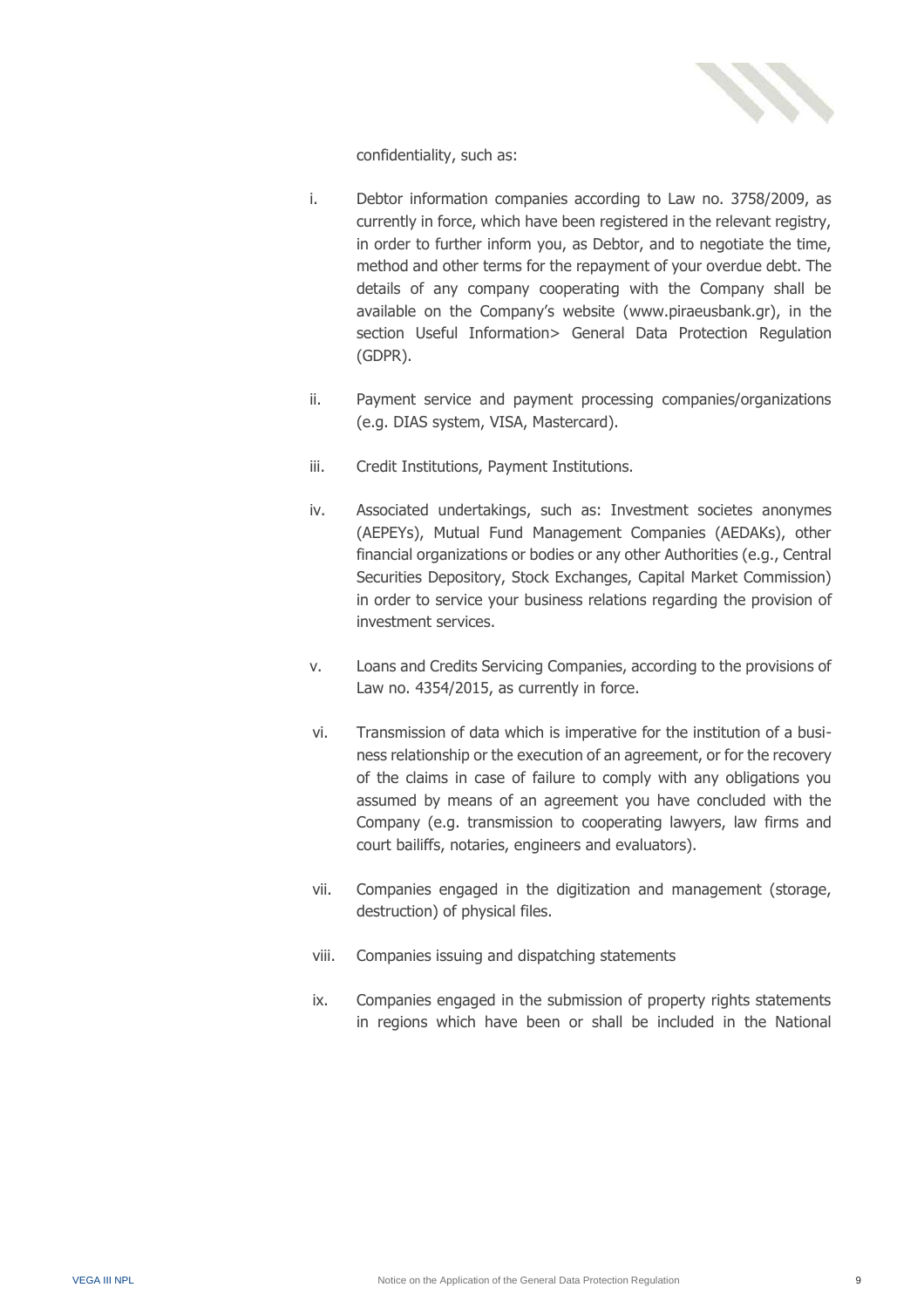confidentiality, such as:

i. Debtor information companies according to Law no. 3758/2009, as currently in force, which have been registered in the relevant registry, in order to further inform you, as Debtor, and to negotiate the time, method and other terms for the repayment of your overdue debt. The details of any company cooperating with the Company shall be available on the Company's website (www.piraeusbank.gr), in the section Useful Information> General Data Protection Regulation (GDPR).

ii. Payment service and payment processing companies/organizations (e.g. DIAS system, VISA, Mastercard).

iii. Credit Institutions, Payment Institutions.

iv. Associated undertakings, such as: Investment societes anonymes (AEPEYs), Mutual Fund Management Companies (AEDAKs), other financial organizations or bodies or any other Authorities (e.g., Central Securities Depository, Stock Exchanges, Capital Market Commission) in order to service your business relations regarding the provision of investment services.

v. Loans and Credits Servicing Companies, according to the provisions of Law no. 4354/2015, as currently in force.

vi. Transmission of data which is imperative for the institution of a business relationship or the execution of an agreement, or for the recovery of the claims in case of failure to comply with any obligations you assumed by means of an agreement you have concluded with the Company (e.g. transmission to cooperating lawyers, law firms and court bailiffs, notaries, engineers and evaluators).

vii. Companies engaged in the digitization and management (storage, destruction) of physical files.

viii. Companies issuing and dispatching statements

ix. Companies engaged in the submission of property rights statements in regions which have been or shall be included in the National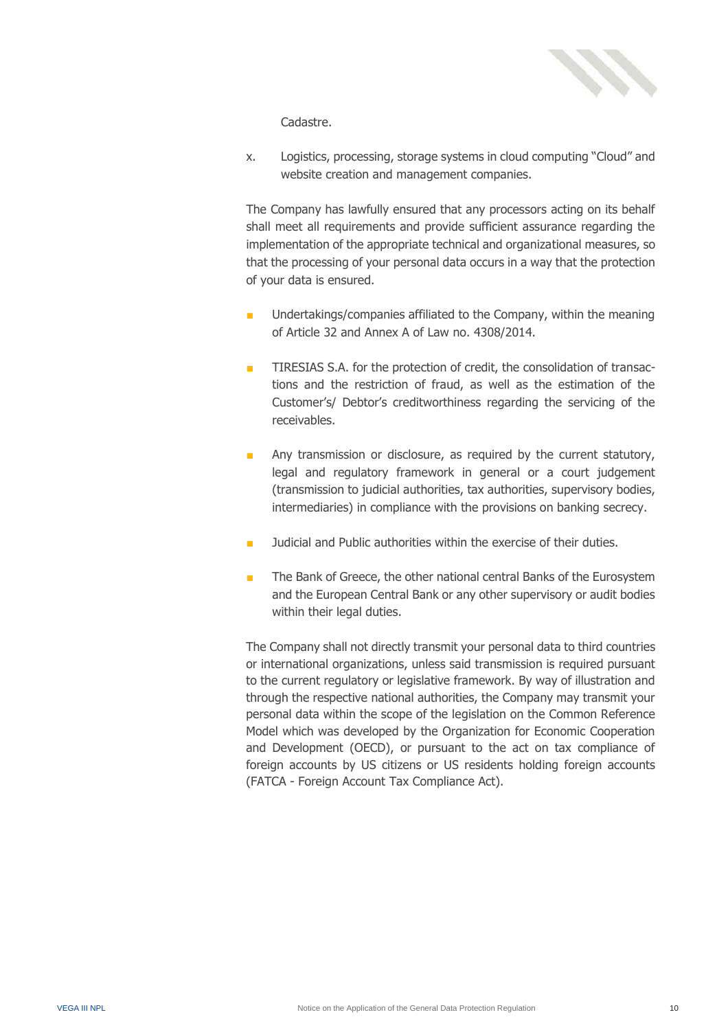Cadastre.

x. Logistics, processing, storage systems in cloud computing "Cloud" and website creation and management companies.

The Company has lawfully ensured that any processors acting on its behalf shall meet all requirements and provide sufficient assurance regarding the implementation of the appropriate technical and organizational measures, so that the processing of your personal data occurs in a way that the protection of your data is ensured.

- Undertakings/companies affiliated to the Company, within the meaning of Article 32 and Annex A of Law no. 4308/2014.
- TIRESIAS S.A. for the protection of credit, the consolidation of transactions and the restriction of fraud, as well as the estimation of the Customer's/ Debtor's creditworthiness regarding the servicing of the receivables.
- Any transmission or disclosure, as required by the current statutory, legal and regulatory framework in general or a court judgement (transmission to judicial authorities, tax authorities, supervisory bodies, intermediaries) in compliance with the provisions on banking secrecy.
- Judicial and Public authorities within the exercise of their duties.
- The Bank of Greece, the other national central Banks of the Eurosystem and the European Central Bank or any other supervisory or audit bodies within their legal duties.

The Company shall not directly transmit your personal data to third countries or international organizations, unless said transmission is required pursuant to the current regulatory or legislative framework. By way of illustration and through the respective national authorities, the Company may transmit your personal data within the scope of the legislation on the Common Reference Model which was developed by the Organization for Economic Cooperation and Development (OECD), or pursuant to the act on tax compliance of foreign accounts by US citizens or US residents holding foreign accounts (FATCA - Foreign Account Tax Compliance Act).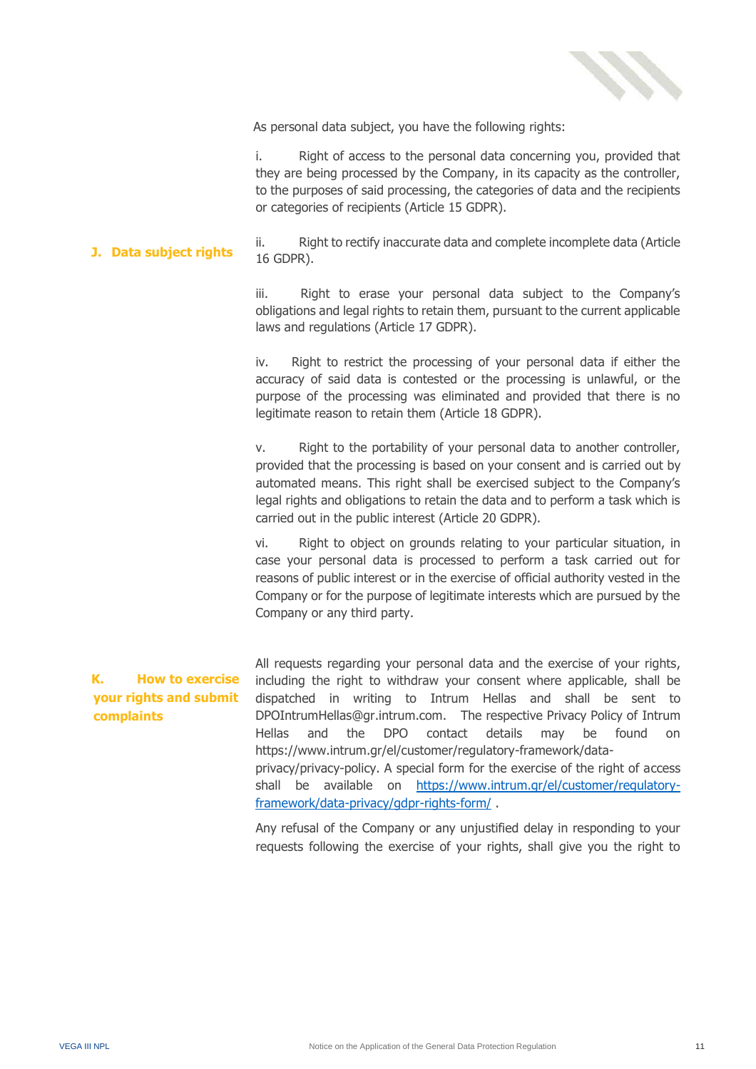## J. Data subject rights

As personal data subject, you have the following rights:

i. Right of access to the personal data concerning you, provided that they are being processed by the Company, in its capacity as the controller, to the purposes of said processing, the categories of data and the recipients or categories of recipients (Article 15 GDPR).

ii. Right to rectify inaccurate data and complete incomplete data (Article 16 GDPR).

iii. Right to erase your personal data subject to the Company's obligations and legal rights to retain them, pursuant to the current applicable laws and regulations (Article 17 GDPR).

iv. Right to restrict the processing of your personal data if either the accuracy of said data is contested or the processing is unlawful, or the purpose of the processing was eliminated and provided that there is no legitimate reason to retain them (Article 18 GDPR).

v. Right to the portability of your personal data to another controller, provided that the processing is based on your consent and is carried out by automated means. This right shall be exercised subject to the Company's legal rights and obligations to retain the data and to perform a task which is carried out in the public interest (Article 20 GDPR).

vi. Right to object on grounds relating to your particular situation, in case your personal data is processed to perform a task carried out for reasons of public interest or in the exercise of official authority vested in the Company or for the purpose of legitimate interests which are pursued by the Company or any third party.

## K. How to exercise your rights and submit complaints

All requests regarding your personal data and the exercise of your rights, including the right to withdraw your consent where applicable, shall be dispatched in writing to Intrum Hellas and shall be sent to DPOIntrumHellas@gr.intrum.com. The respective Privacy Policy of Intrum Hellas and the DPO contact details may be found on https://www.intrum.gr/el/customer/regulatory-framework/data-privacy/privacy-policy. A special form for the exercise of the right of access shall be available on [https://www.intrum.gr/el/customer/regulatory-framework/data-privacy/gdpr-rights-form/](https://www.intrum.gr/el/customer/regulatory-framework/data-privacy/gdpr-rights-form/) .

Any refusal of the Company or any unjustified delay in responding to your requests following the exercise of your rights, shall give you the right to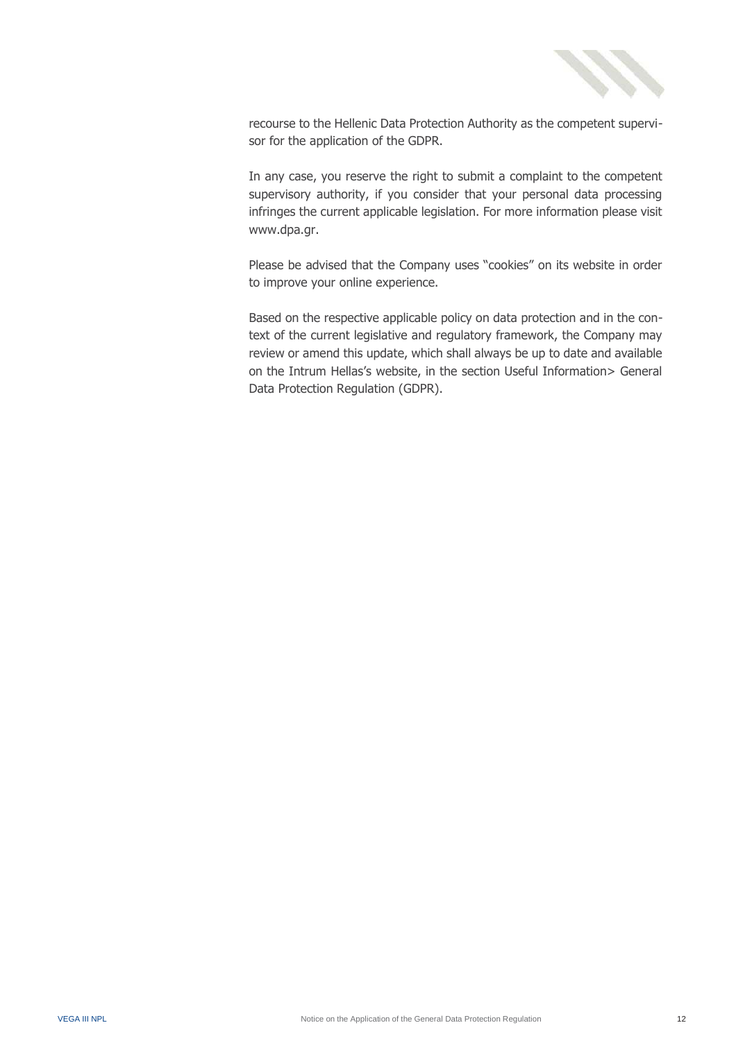recourse to the Hellenic Data Protection Authority as the competent supervisor for the application of the GDPR.

In any case, you reserve the right to submit a complaint to the competent supervisory authority, if you consider that your personal data processing infringes the current applicable legislation. For more information please visit www.dpa.gr.

Please be advised that the Company uses "cookies" on its website in order to improve your online experience.

Based on the respective applicable policy on data protection and in the context of the current legislative and regulatory framework, the Company may review or amend this update, which shall always be up to date and available on the Intrum Hellas's website, in the section Useful Information> General Data Protection Regulation (GDPR).